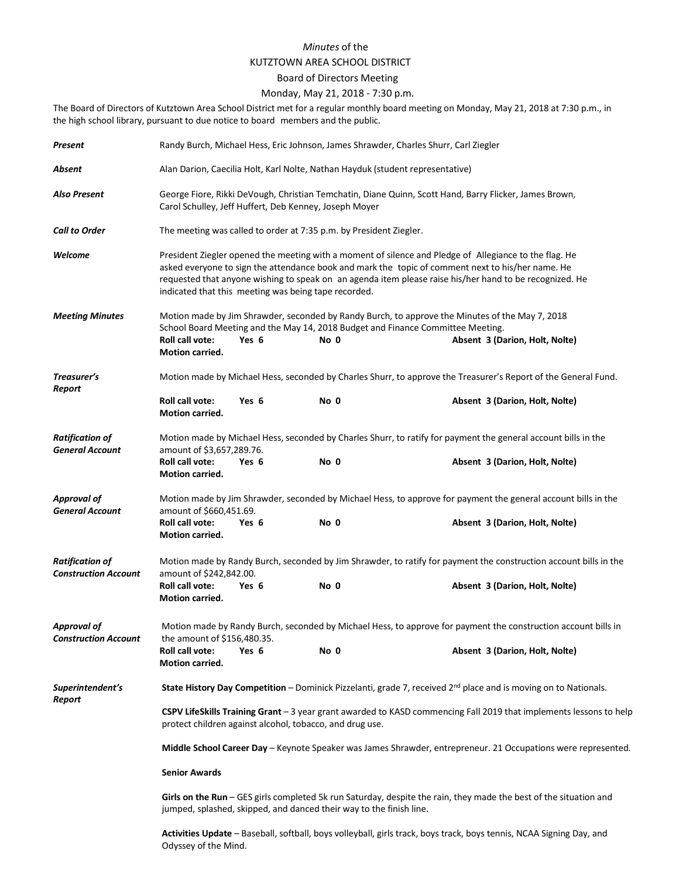*Minutes* of the
KUTZTOWN AREA SCHOOL DISTRICT
Board of Directors Meeting
Monday, May 21, 2018 - 7:30 p.m.

The Board of Directors of Kutztown Area School District met for a regular monthly board meeting on Monday, May 21, 2018 at 7:30 p.m., in the high school library, pursuant to due notice to board members and the public.

***Present*** Randy Burch, Michael Hess, Eric Johnson, James Shrawder, Charles Shurr, Carl Ziegler

***Absent*** Alan Darion, Caecilia Holt, Karl Nolte, Nathan Hayduk (student representative)

***Also Present*** George Fiore, Rikki DeVough, Christian Temchatin, Diane Quinn, Scott Hand, Barry Flicker, James Brown, Carol Schulley, Jeff Huffert, Deb Kenney, Joseph Moyer

***Call to Order*** The meeting was called to order at 7:35 p.m. by President Ziegler.

***Welcome*** President Ziegler opened the meeting with a moment of silence and Pledge of Allegiance to the flag. He asked everyone to sign the attendance book and mark the topic of comment next to his/her name. He requested that anyone wishing to speak on an agenda item please raise his/her hand to be recognized. He indicated that this meeting was being tape recorded.

***Meeting Minutes*** Motion made by Jim Shrawder, seconded by Randy Burch, to approve the Minutes of the May 7, 2018 School Board Meeting and the May 14, 2018 Budget and Finance Committee Meeting.
**Roll call vote: Yes 6 No 0 Absent 3 (Darion, Holt, Nolte)**
**Motion carried.**

***Treasurer's Report*** Motion made by Michael Hess, seconded by Charles Shurr, to approve the Treasurer's Report of the General Fund.
**Roll call vote: Yes 6 No 0 Absent 3 (Darion, Holt, Nolte)**
**Motion carried.**

***Ratification of General Account*** Motion made by Michael Hess, seconded by Charles Shurr, to ratify for payment the general account bills in the amount of $3,657,289.76.
**Roll call vote: Yes 6 No 0 Absent 3 (Darion, Holt, Nolte)**
**Motion carried.**

***Approval of General Account*** Motion made by Jim Shrawder, seconded by Michael Hess, to approve for payment the general account bills in the amount of $660,451.69.
**Roll call vote: Yes 6 No 0 Absent 3 (Darion, Holt, Nolte)**
**Motion carried.**

***Ratification of Construction Account*** Motion made by Randy Burch, seconded by Jim Shrawder, to ratify for payment the construction account bills in the amount of $242,842.00.
**Roll call vote: Yes 6 No 0 Absent 3 (Darion, Holt, Nolte)**
**Motion carried.**

***Approval of Construction Account*** Motion made by Randy Burch, seconded by Michael Hess, to approve for payment the construction account bills in the amount of $156,480.35.
**Roll call vote: Yes 6 No 0 Absent 3 (Darion, Holt, Nolte)**
**Motion carried.**

***Superintendent's Report***

**State History Day Competition** – Dominick Pizzelanti, grade 7, received 2nd place and is moving on to Nationals.

**CSPV LifeSkills Training Grant** – 3 year grant awarded to KASD commencing Fall 2019 that implements lessons to help protect children against alcohol, tobacco, and drug use.

**Middle School Career Day** – Keynote Speaker was James Shrawder, entrepreneur. 21 Occupations were represented.

**Senior Awards**

**Girls on the Run** – GES girls completed 5k run Saturday, despite the rain, they made the best of the situation and jumped, splashed, skipped, and danced their way to the finish line.

**Activities Update** – Baseball, softball, boys volleyball, girls track, boys track, boys tennis, NCAA Signing Day, and Odyssey of the Mind.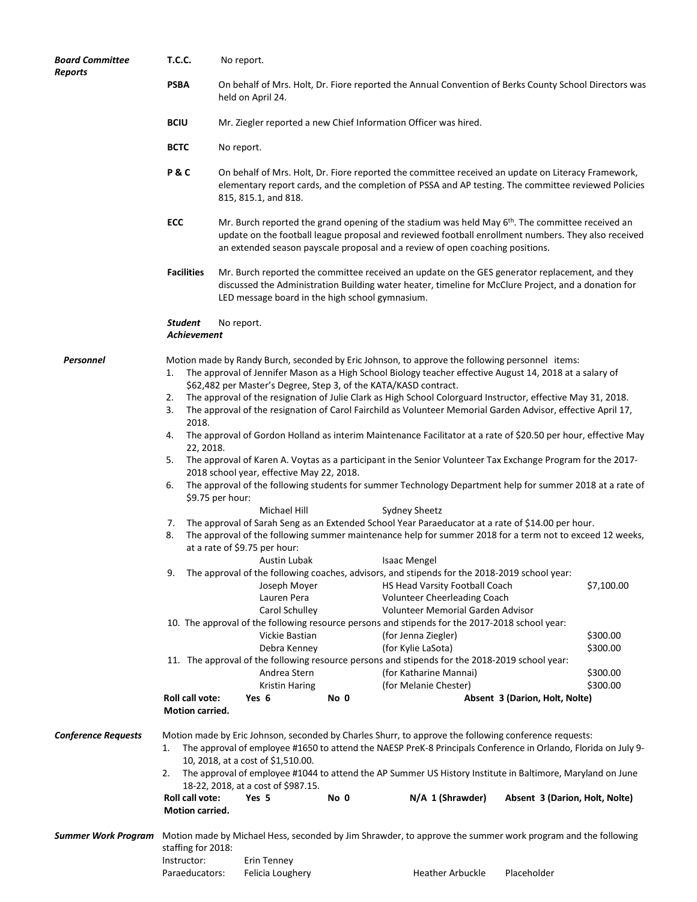***Board Committee Reports***

**T.C.C.** No report.

**PSBA** On behalf of Mrs. Holt, Dr. Fiore reported the Annual Convention of Berks County School Directors was held on April 24.

**BCIU** Mr. Ziegler reported a new Chief Information Officer was hired.

**BCTC** No report.

**P & C** On behalf of Mrs. Holt, Dr. Fiore reported the committee received an update on Literacy Framework, elementary report cards, and the completion of PSSA and AP testing. The committee reviewed Policies 815, 815.1, and 818.

**ECC** Mr. Burch reported the grand opening of the stadium was held May 6th. The committee received an update on the football league proposal and reviewed football enrollment numbers. They also received an extended season payscale proposal and a review of open coaching positions.

**Facilities** Mr. Burch reported the committee received an update on the GES generator replacement, and they discussed the Administration Building water heater, timeline for McClure Project, and a donation for LED message board in the high school gymnasium.

***Student Achievement*** No report.

***Personnel***

Motion made by Randy Burch, seconded by Eric Johnson, to approve the following personnel items:

1. The approval of Jennifer Mason as a High School Biology teacher effective August 14, 2018 at a salary of $62,482 per Master's Degree, Step 3, of the KATA/KASD contract.
2. The approval of the resignation of Julie Clark as High School Colorguard Instructor, effective May 31, 2018.
3. The approval of the resignation of Carol Fairchild as Volunteer Memorial Garden Advisor, effective April 17, 2018.
4. The approval of Gordon Holland as interim Maintenance Facilitator at a rate of $20.50 per hour, effective May 22, 2018.
5. The approval of Karen A. Voytas as a participant in the Senior Volunteer Tax Exchange Program for the 2017-2018 school year, effective May 22, 2018.
6. The approval of the following students for summer Technology Department help for summer 2018 at a rate of $9.75 per hour:
   Michael Hill    Sydney Sheetz
7. The approval of Sarah Seng as an Extended School Year Paraeducator at a rate of $14.00 per hour.
8. The approval of the following summer maintenance help for summer 2018 for a term not to exceed 12 weeks, at a rate of $9.75 per hour:
   Austin Lubak    Isaac Mengel
9. The approval of the following coaches, advisors, and stipends for the 2018-2019 school year:

| | | |
|---|---|---|
| Joseph Moyer | HS Head Varsity Football Coach | $7,100.00 |
| Lauren Pera | Volunteer Cheerleading Coach | |
| Carol Schulley | Volunteer Memorial Garden Advisor | |

10. The approval of the following resource persons and stipends for the 2017-2018 school year:

| | | |
|---|---|---|
| Vickie Bastian | (for Jenna Ziegler) | $300.00 |
| Debra Kenney | (for Kylie LaSota) | $300.00 |

11. The approval of the following resource persons and stipends for the 2018-2019 school year:

| | | |
|---|---|---|
| Andrea Stern | (for Katharine Mannai) | $300.00 |
| Kristin Haring | (for Melanie Chester) | $300.00 |

**Roll call vote: Yes 6 No 0 Absent 3 (Darion, Holt, Nolte)**
**Motion carried.**

***Conference Requests***

Motion made by Eric Johnson, seconded by Charles Shurr, to approve the following conference requests:

1. The approval of employee #1650 to attend the NAESP PreK-8 Principals Conference in Orlando, Florida on July 9-10, 2018, at a cost of $1,510.00.
2. The approval of employee #1044 to attend the AP Summer US History Institute in Baltimore, Maryland on June 18-22, 2018, at a cost of $987.15.

**Roll call vote: Yes 5 No 0 N/A 1 (Shrawder) Absent 3 (Darion, Holt, Nolte)**
**Motion carried.**

***Summer Work Program***

Motion made by Michael Hess, seconded by Jim Shrawder, to approve the summer work program and the following staffing for 2018:

Instructor: Erin Tenney
Paraeducators: Felicia Loughery    Heather Arbuckle    Placeholder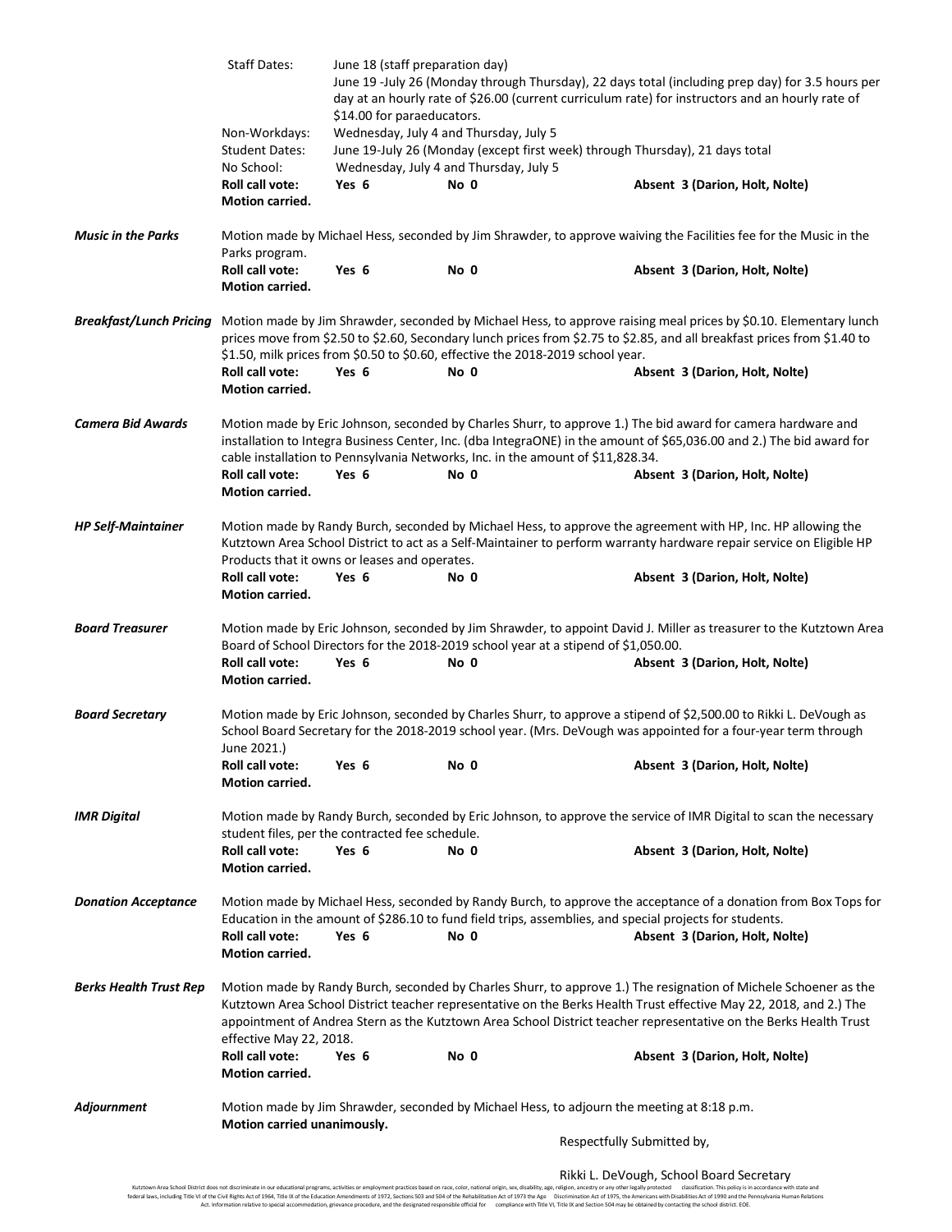Staff Dates: June 18 (staff preparation day)
June 19 -July 26 (Monday through Thursday), 22 days total (including prep day) for 3.5 hours per day at an hourly rate of $26.00 (current curriculum rate) for instructors and an hourly rate of $14.00 for paraeducators.

Non-Workdays: Wednesday, July 4 and Thursday, July 5

Student Dates: June 19-July 26 (Monday (except first week) through Thursday), 21 days total

No School: Wednesday, July 4 and Thursday, July 5

**Roll call vote:** **Yes 6** **No 0** **Absent 3 (Darion, Holt, Nolte)**
**Motion carried.**

***Music in the Parks*** Motion made by Michael Hess, seconded by Jim Shrawder, to approve waiving the Facilities fee for the Music in the Parks program.
**Roll call vote:** **Yes 6** **No 0** **Absent 3 (Darion, Holt, Nolte)**
**Motion carried.**

***Breakfast/Lunch Pricing*** Motion made by Jim Shrawder, seconded by Michael Hess, to approve raising meal prices by $0.10. Elementary lunch prices move from $2.50 to $2.60, Secondary lunch prices from $2.75 to $2.85, and all breakfast prices from $1.40 to $1.50, milk prices from $0.50 to $0.60, effective the 2018-2019 school year.
**Roll call vote:** **Yes 6** **No 0** **Absent 3 (Darion, Holt, Nolte)**
**Motion carried.**

***Camera Bid Awards*** Motion made by Eric Johnson, seconded by Charles Shurr, to approve 1.) The bid award for camera hardware and installation to Integra Business Center, Inc. (dba IntegraONE) in the amount of $65,036.00 and 2.) The bid award for cable installation to Pennsylvania Networks, Inc. in the amount of $11,828.34.
**Roll call vote:** **Yes 6** **No 0** **Absent 3 (Darion, Holt, Nolte)**
**Motion carried.**

***HP Self-Maintainer*** Motion made by Randy Burch, seconded by Michael Hess, to approve the agreement with HP, Inc. HP allowing the Kutztown Area School District to act as a Self-Maintainer to perform warranty hardware repair service on Eligible HP Products that it owns or leases and operates.
**Roll call vote:** **Yes 6** **No 0** **Absent 3 (Darion, Holt, Nolte)**
**Motion carried.**

***Board Treasurer*** Motion made by Eric Johnson, seconded by Jim Shrawder, to appoint David J. Miller as treasurer to the Kutztown Area Board of School Directors for the 2018-2019 school year at a stipend of $1,050.00.
**Roll call vote:** **Yes 6** **No 0** **Absent 3 (Darion, Holt, Nolte)**
**Motion carried.**

***Board Secretary*** Motion made by Eric Johnson, seconded by Charles Shurr, to approve a stipend of $2,500.00 to Rikki L. DeVough as School Board Secretary for the 2018-2019 school year. (Mrs. DeVough was appointed for a four-year term through June 2021.)
**Roll call vote:** **Yes 6** **No 0** **Absent 3 (Darion, Holt, Nolte)**
**Motion carried.**

***IMR Digital*** Motion made by Randy Burch, seconded by Eric Johnson, to approve the service of IMR Digital to scan the necessary student files, per the contracted fee schedule.
**Roll call vote:** **Yes 6** **No 0** **Absent 3 (Darion, Holt, Nolte)**
**Motion carried.**

***Donation Acceptance*** Motion made by Michael Hess, seconded by Randy Burch, to approve the acceptance of a donation from Box Tops for Education in the amount of $286.10 to fund field trips, assemblies, and special projects for students.
**Roll call vote:** **Yes 6** **No 0** **Absent 3 (Darion, Holt, Nolte)**
**Motion carried.**

***Berks Health Trust Rep*** Motion made by Randy Burch, seconded by Charles Shurr, to approve 1.) The resignation of Michele Schoener as the Kutztown Area School District teacher representative on the Berks Health Trust effective May 22, 2018, and 2.) The appointment of Andrea Stern as the Kutztown Area School District teacher representative on the Berks Health Trust effective May 22, 2018.
**Roll call vote:** **Yes 6** **No 0** **Absent 3 (Darion, Holt, Nolte)**
**Motion carried.**

***Adjournment*** Motion made by Jim Shrawder, seconded by Michael Hess, to adjourn the meeting at 8:18 p.m.
**Motion carried unanimously.**

Respectfully Submitted by,

Rikki L. DeVough, School Board Secretary

Kutztown Area School District does not discriminate in our educational programs, activities or employment practices based on race, color, national origin, sex, disability, age, religion, ancestry or any other legally protected classification. This policy is in accordance with state and federal laws, including Title VI of the Civil Rights Act of 1964, Title IX of the Education Amendments of 1972, Sections 503 and 504 of the Rehabilitation Act of 1973 the Age Discrimination Act of 1975, the Americans with Disabilities Act of 1990 and the Pennsylvania Human Relations Act. Information relative to special accommodation, grievance procedure, and the designated responsible official for compliance with Title VI, Title IX and Section 504 may be obtained by contacting the school district. EOE.